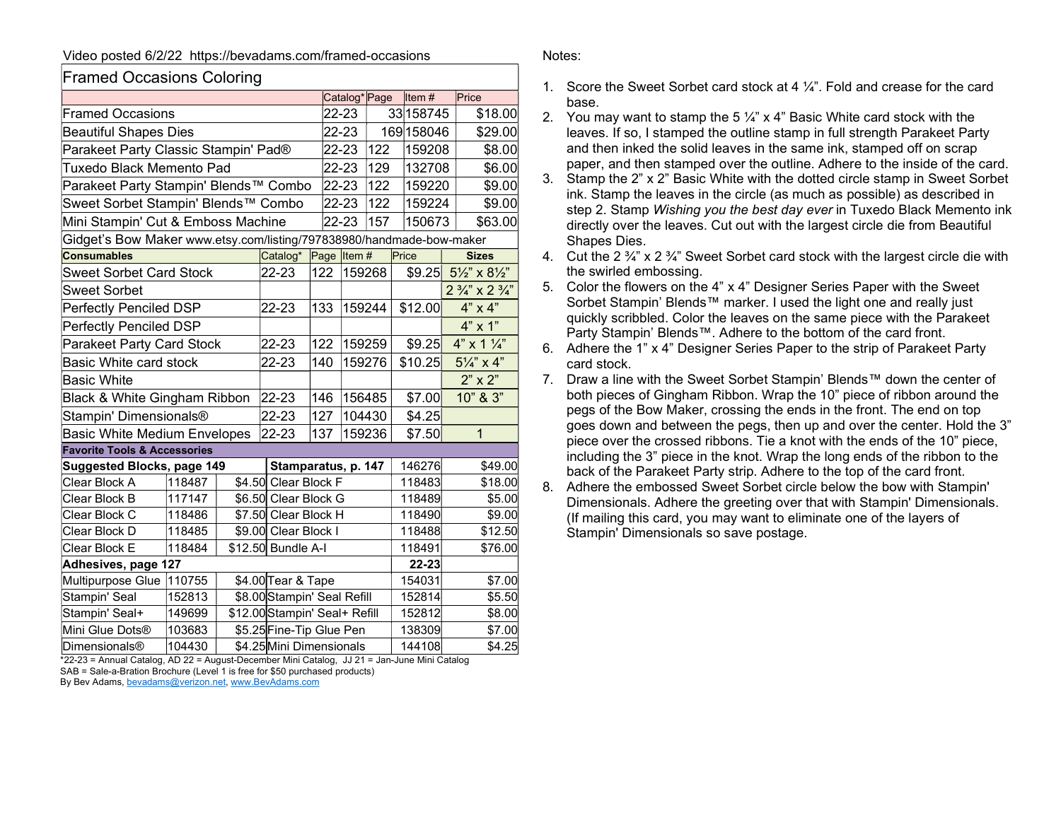Video posted 6/2/22 https://bevadams.com/framed-occasions

## Framed Occasions Coloring

| | Catalog* | Page | Item # | Price |
|---|---|---|---|---|
| Framed Occasions | 22-23 | 33 | 158745 | $18.00 |
| Beautiful Shapes Dies | 22-23 | 169 | 158046 | $29.00 |
| Parakeet Party Classic Stampin' Pad® | 22-23 | 122 | 159208 | $8.00 |
| Tuxedo Black Memento Pad | 22-23 | 129 | 132708 | $6.00 |
| Parakeet Party Stampin' Blends™ Combo | 22-23 | 122 | 159220 | $9.00 |
| Sweet Sorbet Stampin' Blends™ Combo | 22-23 | 122 | 159224 | $9.00 |
| Mini Stampin' Cut & Emboss Machine | 22-23 | 157 | 150673 | $63.00 |

Gidget's Bow Maker www.etsy.com/listing/797838980/handmade-bow-maker

| Consumables | Catalog* | Page | Item # | Price | Sizes |
|---|---|---|---|---|---|
| Sweet Sorbet Card Stock | 22-23 | 122 | 159268 | $9.25 | 5½" x 8½" |
| Sweet Sorbet | | | | | 2 ¾" x 2 ¾" |
| Perfectly Penciled DSP | 22-23 | 133 | 159244 | $12.00 | 4" x 4" |
| Perfectly Penciled DSP | | | | | 4" x 1" |
| Parakeet Party Card Stock | 22-23 | 122 | 159259 | $9.25 | 4" x 1 ¼" |
| Basic White card stock | 22-23 | 140 | 159276 | $10.25 | 5¼" x 4" |
| Basic White | | | | | 2" x 2" |
| Black & White Gingham Ribbon | 22-23 | 146 | 156485 | $7.00 | 10" & 3" |
| Stampin' Dimensionals® | 22-23 | 127 | 104430 | $4.25 | |
| Basic White Medium Envelopes | 22-23 | 137 | 159236 | $7.50 | 1 |

**Favorite Tools & Accessories**

| Suggested Blocks, page 149 | | | Stamparatus, p. 147 | 146276 | $49.00 |
|---|---|---|---|---|---|
| Clear Block A | 118487 | $4.50 | Clear Block F | 118483 | $18.00 |
| Clear Block B | 117147 | $6.50 | Clear Block G | 118489 | $5.00 |
| Clear Block C | 118486 | $7.50 | Clear Block H | 118490 | $9.00 |
| Clear Block D | 118485 | $9.00 | Clear Block I | 118488 | $12.50 |
| Clear Block E | 118484 | $12.50 | Bundle A-I | 118491 | $76.00 |
| **Adhesives, page 127** | | | | **22-23** | |
| Multipurpose Glue | 110755 | $4.00 | Tear & Tape | 154031 | $7.00 |
| Stampin' Seal | 152813 | $8.00 | Stampin' Seal Refill | 152814 | $5.50 |
| Stampin' Seal+ | 149699 | $12.00 | Stampin' Seal+ Refill | 152812 | $8.00 |
| Mini Glue Dots® | 103683 | $5.25 | Fine-Tip Glue Pen | 138309 | $7.00 |
| Dimensionals® | 104430 | $4.25 | Mini Dimensionals | 144108 | $4.25 |

*22-23 = Annual Catalog, AD 22 = August-December Mini Catalog, JJ 21 = Jan-June Mini Catalog
SAB = Sale-a-Bration Brochure (Level 1 is free for $50 purchased products)
By Bev Adams, bevadams@verizon.net, www.BevAdams.com

Notes:

1. Score the Sweet Sorbet card stock at 4 ¼". Fold and crease for the card base.
2. You may want to stamp the 5 ¼" x 4" Basic White card stock with the leaves. If so, I stamped the outline stamp in full strength Parakeet Party and then inked the solid leaves in the same ink, stamped off on scrap paper, and then stamped over the outline. Adhere to the inside of the card.
3. Stamp the 2" x 2" Basic White with the dotted circle stamp in Sweet Sorbet ink. Stamp the leaves in the circle (as much as possible) as described in step 2. Stamp *Wishing you the best day ever* in Tuxedo Black Memento ink directly over the leaves. Cut out with the largest circle die from Beautiful Shapes Dies.
4. Cut the 2 ¾" x 2 ¾" Sweet Sorbet card stock with the largest circle die with the swirled embossing.
5. Color the flowers on the 4" x 4" Designer Series Paper with the Sweet Sorbet Stampin' Blends™ marker. I used the light one and really just quickly scribbled. Color the leaves on the same piece with the Parakeet Party Stampin' Blends™. Adhere to the bottom of the card front.
6. Adhere the 1" x 4" Designer Series Paper to the strip of Parakeet Party card stock.
7. Draw a line with the Sweet Sorbet Stampin' Blends™ down the center of both pieces of Gingham Ribbon. Wrap the 10" piece of ribbon around the pegs of the Bow Maker, crossing the ends in the front. The end on top goes down and between the pegs, then up and over the center. Hold the 3" piece over the crossed ribbons. Tie a knot with the ends of the 10" piece, including the 3" piece in the knot. Wrap the long ends of the ribbon to the back of the Parakeet Party strip. Adhere to the top of the card front.
8. Adhere the embossed Sweet Sorbet circle below the bow with Stampin' Dimensionals. Adhere the greeting over that with Stampin' Dimensionals. (If mailing this card, you may want to eliminate one of the layers of Stampin' Dimensionals so save postage.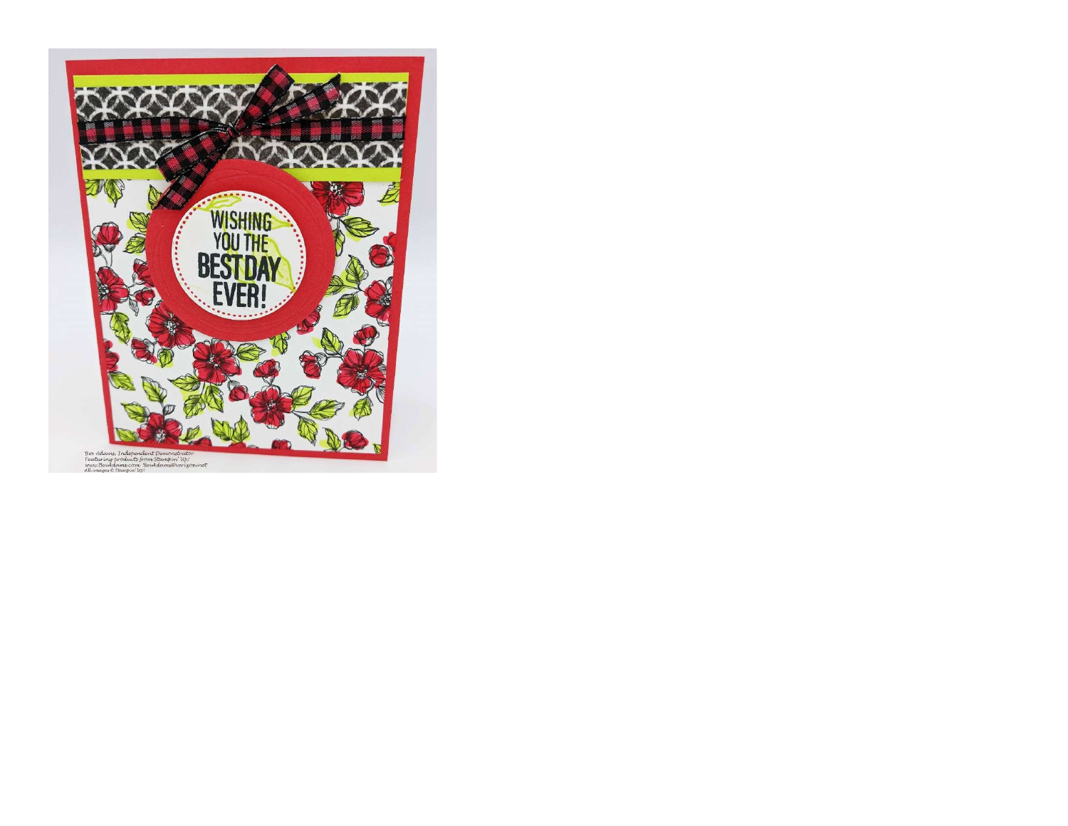WISHING YOU THE BEST DAY EVER!

Bev Adams, Independent Demonstrator
Featuring products from Stampin' Up!
www.BevAdams.com BevAdams@verizon.net
All images © Stampin' Up!